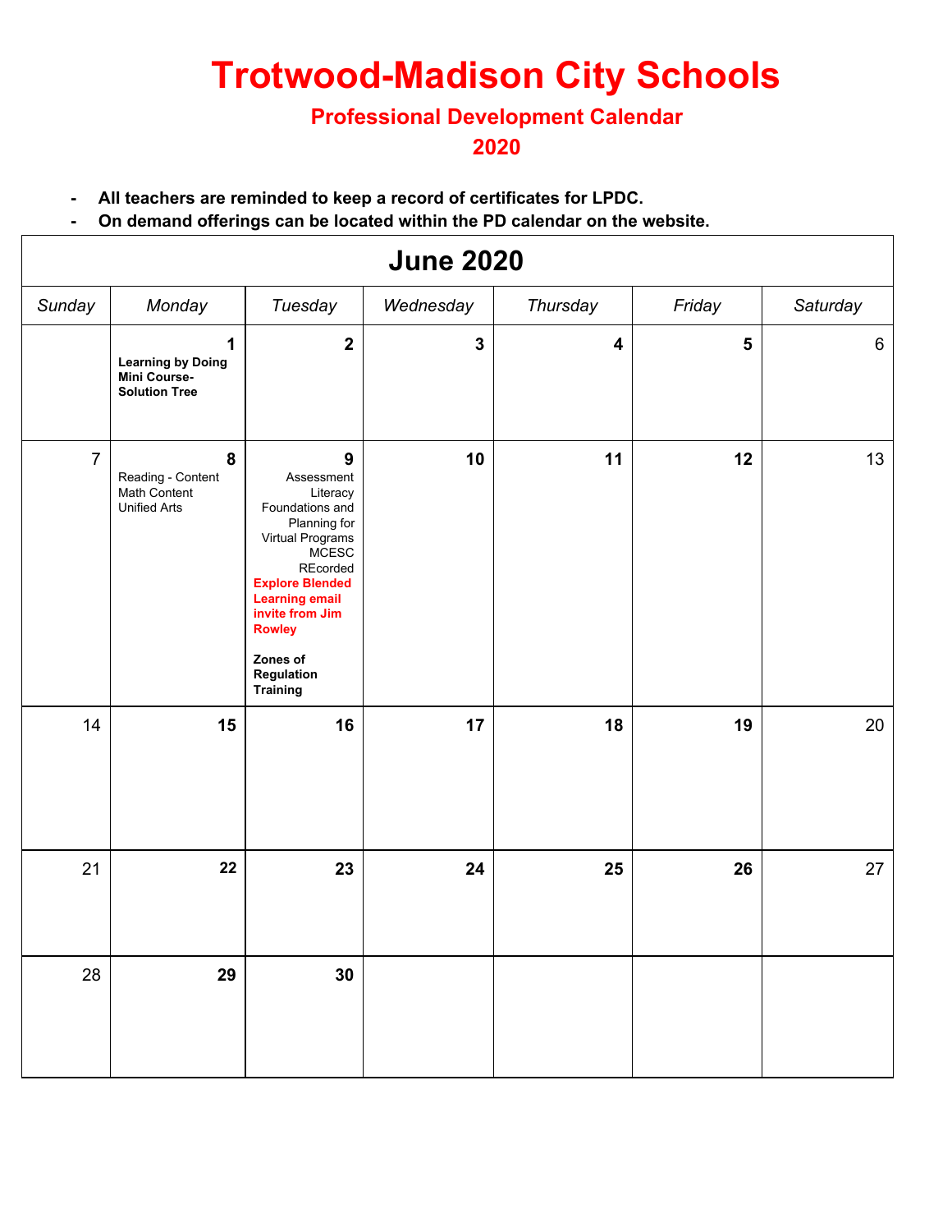# Trotwood-Madison City Schools

## Professional Development Calendar

## 2020

- **All teachers are reminded to keep a record of certificates for LPDC.**
- **On demand offerings can be located within the PD calendar on the website.**

| June 2020 | | | | | | |
|---|---|---|---|---|---|---|
| *Sunday* | *Monday* | *Tuesday* | *Wednesday* | *Thursday* | *Friday* | *Saturday* |
| | **1** **Learning by Doing Mini Course- Solution Tree** | **2** | **3** | **4** | **5** | 6 |
| 7 | **8** Reading - Content Math Content Unified Arts | **9** Assessment Literacy Foundations and Planning for Virtual Programs MCESC REcorded **Explore Blended Learning email invite from Jim Rowley** **Zones of Regulation Training** | **10** | **11** | **12** | 13 |
| 14 | **15** | **16** | **17** | **18** | **19** | 20 |
| 21 | **22** | **23** | **24** | **25** | **26** | 27 |
| 28 | **29** | **30** | | | | |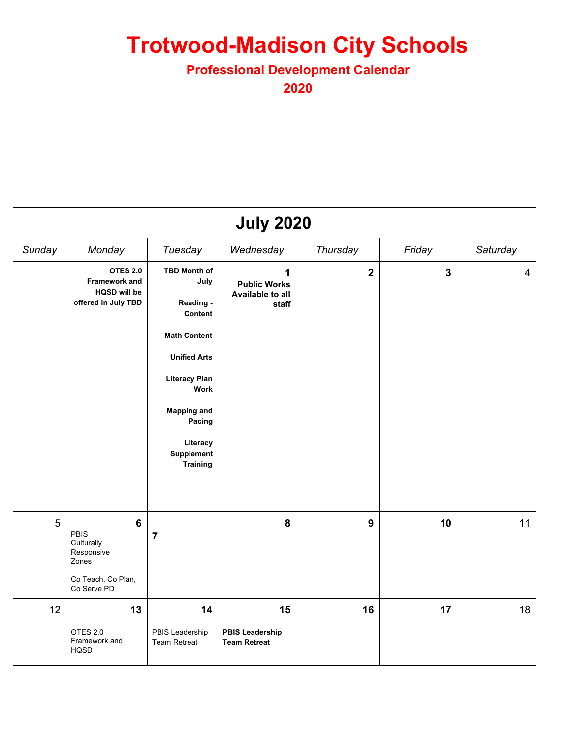# Trotwood-Madison City Schools

## Professional Development Calendar

## 2020

| July 2020 | | | | | | |
|---|---|---|---|---|---|---|
| *Sunday* | *Monday* | *Tuesday* | *Wednesday* | *Thursday* | *Friday* | *Saturday* |
| | **OTES 2.0 Framework and HQSD will be offered in July TBD** | **TBD Month of July**<br><br>**Reading - Content**<br><br>**Math Content**<br><br>**Unified Arts**<br><br>**Literacy Plan Work**<br><br>**Mapping and Pacing**<br><br>**Literacy Supplement Training** | **1**<br>**Public Works Available to all staff** | **2** | **3** | 4 |
| 5 | **6**<br>PBIS<br>Culturally Responsive<br>Zones<br><br>Co Teach, Co Plan, Co Serve PD | **7** | **8** | **9** | **10** | 11 |
| 12 | **13**<br>OTES 2.0 Framework and HQSD | **14**<br>PBIS Leadership Team Retreat | **15**<br>**PBIS Leadership Team Retreat** | **16** | **17** | 18 |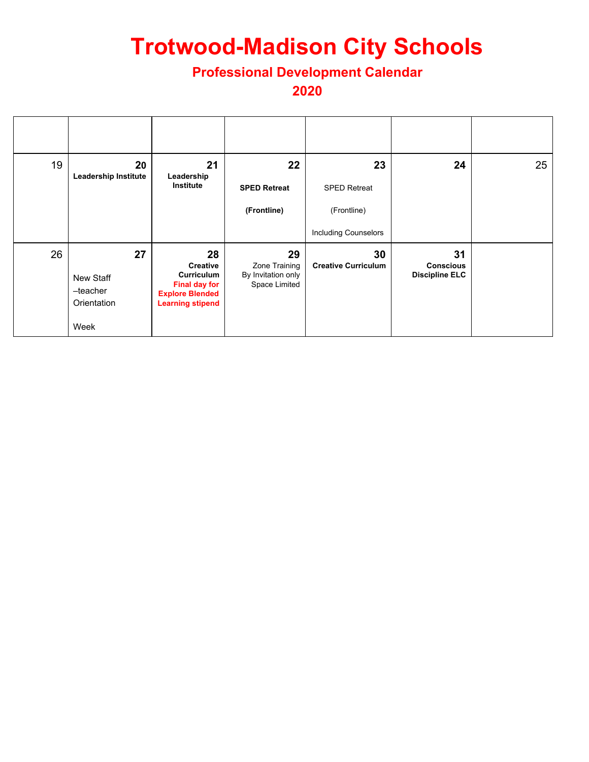# Trotwood-Madison City Schools

## Professional Development Calendar

## 2020

| | | | | | | |
|---|---|---|---|---|---|---|
| | | | | | | |
| 19 | **20** **Leadership Institute** | **21** **Leadership Institute** | **22** **SPED Retreat** **(Frontline)** | **23** SPED Retreat (Frontline) Including Counselors | **24** | 25 |
| 26 | **27** New Staff –teacher Orientation Week | **28** **Creative Curriculum** **Final day for Explore Blended Learning stipend** | **29** Zone Training By Invitation only Space Limited | **30** **Creative Curriculum** | **31** **Conscious Discipline ELC** | |